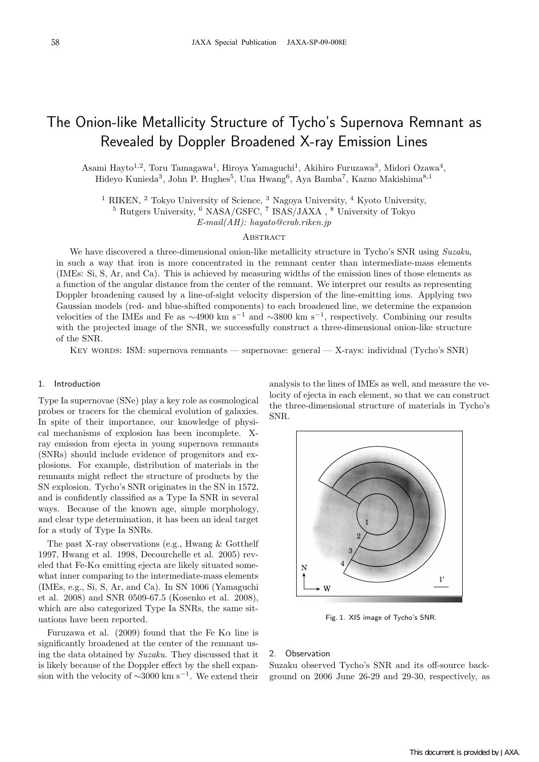# The Onion-like Metallicity Structure of Tycho's Supernova Remnant as Revealed by Doppler Broadened X-ray Emission Lines

Asami Hayto[1,2], Toru Tamagawa[1], Hiroya Yamaguchi[1], Akihiro Furuzawa[3], Midori Ozawa[4], Hideyo Kunieda[3], John P. Hughes[5], Una Hwang[6], Aya Bamba[7], Kazuo Makishima[8,1]

[1] RIKEN, [2] Tokyo University of Science, [3] Nagoya University, [4] Kyoto University, [5] Rutgers University, [6] NASA/GSFC, [7] ISAS/JAXA , [8] University of Tokyo

*E-mail(AH): hayato@crab.riken.jp*

## Abstract

We have discovered a three-dimensional onion-like metallicity structure in Tycho's SNR using *Suzaku*, in such a way that iron is more concentrated in the remnant center than intermediate-mass elements (IMEs: Si, S, Ar, and Ca). This is achieved by measuring widths of the emission lines of those elements as a function of the angular distance from the center of the remnant. We interpret our results as representing Doppler broadening caused by a line-of-sight velocity dispersion of the line-emitting ions. Applying two Gaussian models (red- and blue-shifted components) to each broadened line, we determine the expansion velocities of the IMEs and Fe as ~4900 km s$^{-1}$ and ~3800 km s$^{-1}$, respectively. Combining our results with the projected image of the SNR, we successfully construct a three-dimensional onion-like structure of the SNR.

Key words: ISM: supernova remnants — supernovae: general — X-rays: individual (Tycho's SNR)

## 1. Introduction

Type Ia supernovae (SNe) play a key role as cosmological probes or tracers for the chemical evolution of galaxies. In spite of their importance, our knowledge of physical mechanisms of explosion has been incomplete. X-ray emission from ejecta in young supernova remnants (SNRs) should include evidence of progenitors and explosions. For example, distribution of materials in the remnants might reflect the structure of products by the SN explosion. Tycho's SNR originates in the SN in 1572, and is confidently classified as a Type Ia SNR in several ways. Because of the known age, simple morphology, and clear type determination, it has been an ideal target for a study of Type Ia SNRs.

The past X-ray observations (e.g., Hwang & Gotthelf 1997, Hwang et al. 1998, Decourchelle et al. 2005) reveled that Fe-K$\alpha$ emitting ejecta are likely situated somewhat inner comparing to the intermediate-mass elements (IMEs, e.g., Si, S, Ar, and Ca). In SN 1006 (Yamaguchi et al. 2008) and SNR 0509-67.5 (Kosenko et al. 2008), which are also categorized Type Ia SNRs, the same situations have been reported.

Furuzawa et al. (2009) found that the Fe K$\alpha$ line is significantly broadened at the center of the remnant using the data obtained by *Suzaku*. They discussed that it is likely because of the Doppler effect by the shell expansion with the velocity of ~3000 km s$^{-1}$. We extend their analysis to the lines of IMEs as well, and measure the velocity of ejecta in each element, so that we can construct the three-dimensional structure of materials in Tycho's SNR.

Fig. 1. XIS image of Tycho's SNR.

## 2. Observation

Suzaku observed Tycho's SNR and its off-source background on 2006 June 26-29 and 29-30, respectively, as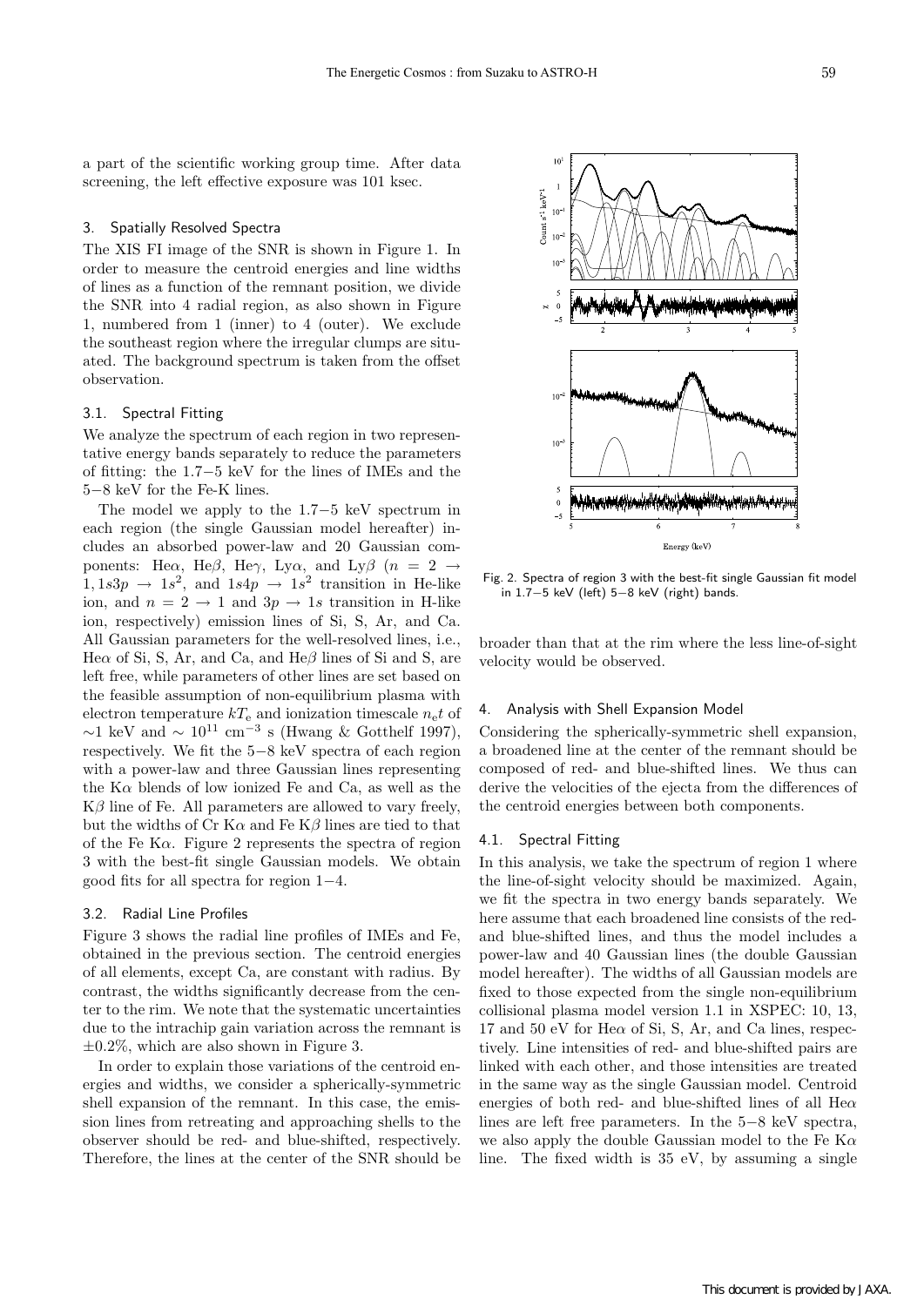a part of the scientific working group time. After data screening, the left effective exposure was 101 ksec.

## 3. Spatially Resolved Spectra

The XIS FI image of the SNR is shown in Figure 1. In order to measure the centroid energies and line widths of lines as a function of the remnant position, we divide the SNR into 4 radial region, as also shown in Figure 1, numbered from 1 (inner) to 4 (outer). We exclude the southeast region where the irregular clumps are situated. The background spectrum is taken from the offset observation.

### 3.1. Spectral Fitting

We analyze the spectrum of each region in two representative energy bands separately to reduce the parameters of fitting: the 1.7−5 keV for the lines of IMEs and the 5−8 keV for the Fe-K lines.

The model we apply to the 1.7−5 keV spectrum in each region (the single Gaussian model hereafter) includes an absorbed power-law and 20 Gaussian components: He$\alpha$, He$\beta$, He$\gamma$, Ly$\alpha$, and Ly$\beta$ ($n = 2 \rightarrow 1, 1s3p \rightarrow 1s^2$, and $1s4p \rightarrow 1s^2$ transition in He-like ion, and $n = 2 \rightarrow 1$ and $3p \rightarrow 1s$ transition in H-like ion, respectively) emission lines of Si, S, Ar, and Ca. All Gaussian parameters for the well-resolved lines, i.e., He$\alpha$ of Si, S, Ar, and Ca, and He$\beta$ lines of Si and S, are left free, while parameters of other lines are set based on the feasible assumption of non-equilibrium plasma with electron temperature $kT_e$ and ionization timescale $n_e t$ of $\sim$1 keV and $\sim 10^{11}$ cm$^{-3}$ s (Hwang & Gotthelf 1997), respectively. We fit the 5−8 keV spectra of each region with a power-law and three Gaussian lines representing the K$\alpha$ blends of low ionized Fe and Ca, as well as the K$\beta$ line of Fe. All parameters are allowed to vary freely, but the widths of Cr K$\alpha$ and Fe K$\beta$ lines are tied to that of the Fe K$\alpha$. Figure 2 represents the spectra of region 3 with the best-fit single Gaussian models. We obtain good fits for all spectra for region 1−4.

### 3.2. Radial Line Profiles

Figure 3 shows the radial line profiles of IMEs and Fe, obtained in the previous section. The centroid energies of all elements, except Ca, are constant with radius. By contrast, the widths significantly decrease from the center to the rim. We note that the systematic uncertainties due to the intrachip gain variation across the remnant is $\pm$0.2%, which are also shown in Figure 3.

In order to explain those variations of the centroid energies and widths, we consider a spherically-symmetric shell expansion of the remnant. In this case, the emission lines from retreating and approaching shells to the observer should be red- and blue-shifted, respectively. Therefore, the lines at the center of the SNR should be broader than that at the rim where the less line-of-sight velocity would be observed.

Fig. 2. Spectra of region 3 with the best-fit single Gaussian fit model in 1.7−5 keV (left) 5−8 keV (right) bands.

## 4. Analysis with Shell Expansion Model

Considering the spherically-symmetric shell expansion, a broadened line at the center of the remnant should be composed of red- and blue-shifted lines. We thus can derive the velocities of the ejecta from the differences of the centroid energies between both components.

### 4.1. Spectral Fitting

In this analysis, we take the spectrum of region 1 where the line-of-sight velocity should be maximized. Again, we fit the spectra in two energy bands separately. We here assume that each broadened line consists of the red- and blue-shifted lines, and thus the model includes a power-law and 40 Gaussian lines (the double Gaussian model hereafter). The widths of all Gaussian models are fixed to those expected from the single non-equilibrium collisional plasma model version 1.1 in XSPEC: 10, 13, 17 and 50 eV for He$\alpha$ of Si, S, Ar, and Ca lines, respectively. Line intensities of red- and blue-shifted pairs are linked with each other, and those intensities are treated in the same way as the single Gaussian model. Centroid energies of both red- and blue-shifted lines of all He$\alpha$ lines are left free parameters. In the 5−8 keV spectra, we also apply the double Gaussian model to the Fe K$\alpha$ line. The fixed width is 35 eV, by assuming a single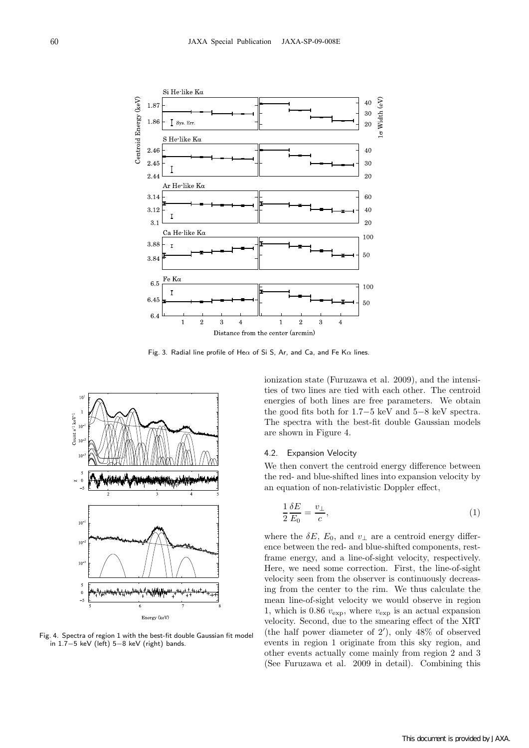Fig. 3. Radial line profile of He$\alpha$ of Si S, Ar, and Ca, and Fe K$\alpha$ lines.

Fig. 4. Spectra of region 1 with the best-fit double Gaussian fit model in 1.7−5 keV (left) 5−8 keV (right) bands.

ionization state (Furuzawa et al. 2009), and the intensities of two lines are tied with each other. The centroid energies of both lines are free parameters. We obtain the good fits both for 1.7−5 keV and 5−8 keV spectra. The spectra with the best-fit double Gaussian models are shown in Figure 4.

### 4.2. Expansion Velocity

We then convert the centroid energy difference between the red- and blue-shifted lines into expansion velocity by an equation of non-relativistic Doppler effect,

$$\frac{1}{2}\frac{\delta E}{E_0} = \frac{v_\perp}{c}, \quad (1)$$

where the $\delta E$, $E_0$, and $v_\perp$ are a centroid energy difference between the red- and blue-shifted components, rest-frame energy, and a line-of-sight velocity, respectively. Here, we need some correction. First, the line-of-sight velocity seen from the observer is continuously decreasing from the center to the rim. We thus calculate the mean line-of-sight velocity we would observe in region 1, which is 0.86 $v_{\rm exp}$, where $v_{\rm exp}$ is an actual expansion velocity. Second, due to the smearing effect of the XRT (the half power diameter of $2'$), only 48% of observed events in region 1 originate from this sky region, and other events actually come mainly from region 2 and 3 (See Furuzawa et al. 2009 in detail). Combining this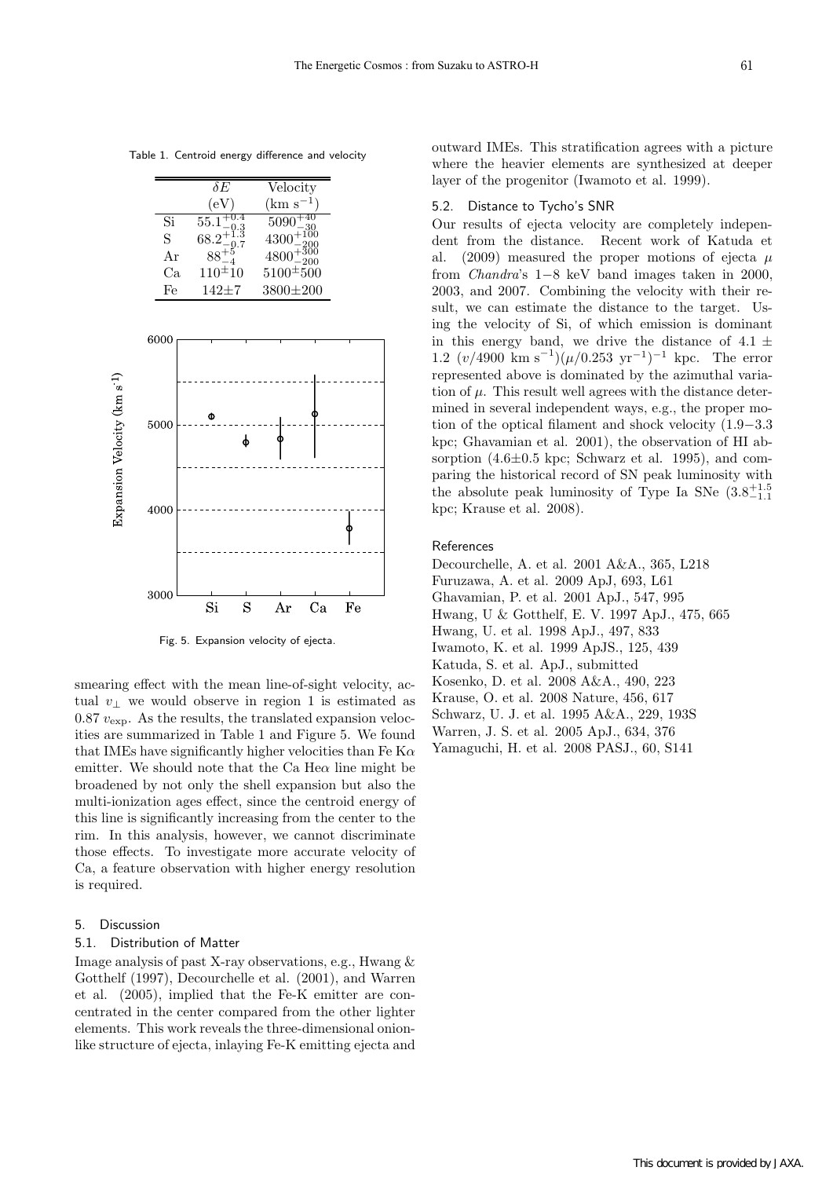Table 1. Centroid energy difference and velocity

| | $\delta E$ (eV) | Velocity (km s$^{-1}$) |
|---|---|---|
| Si | $55.1^{+0.4}_{-0.3}$ | $5090^{+40}_{-30}$ |
| S | $68.2^{+1.3}_{-0.7}$ | $4300^{+100}_{-200}$ |
| Ar | $88^{+5}_{-4}$ | $4800^{+300}_{-200}$ |
| Ca | $110^{\pm}10$ | $5100^{\pm}500$ |
| Fe | $142{\pm}7$ | $3800{\pm}200$ |

Expansion Velocity (km s$^{-1}$)
6000
5000
4000
3000
Si S Ar Ca Fe

Fig. 5. Expansion velocity of ejecta.

smearing effect with the mean line-of-sight velocity, actual $v_{\perp}$ we would observe in region 1 is estimated as $0.87\ v_{\rm exp}$. As the results, the translated expansion velocities are summarized in Table 1 and Figure 5. We found that IMEs have significantly higher velocities than Fe K$\alpha$ emitter. We should note that the Ca He$\alpha$ line might be broadened by not only the shell expansion but also the multi-ionization ages effect, since the centroid energy of this line is significantly increasing from the center to the rim. In this analysis, however, we cannot discriminate those effects. To investigate more accurate velocity of Ca, a feature observation with higher energy resolution is required.

## 5. Discussion

### 5.1. Distribution of Matter

Image analysis of past X-ray observations, e.g., Hwang & Gotthelf (1997), Decourchelle et al. (2001), and Warren et al. (2005), implied that the Fe-K emitter are concentrated in the center compared from the other lighter elements. This work reveals the three-dimensional onion-like structure of ejecta, inlaying Fe-K emitting ejecta and outward IMEs. This stratification agrees with a picture where the heavier elements are synthesized at deeper layer of the progenitor (Iwamoto et al. 1999).

### 5.2. Distance to Tycho's SNR

Our results of ejecta velocity are completely independent from the distance. Recent work of Katuda et al. (2009) measured the proper motions of ejecta $\mu$ from *Chandra*'s 1−8 keV band images taken in 2000, 2003, and 2007. Combining the velocity with their result, we can estimate the distance to the target. Using the velocity of Si, of which emission is dominant in this energy band, we drive the distance of $4.1 \pm 1.2\ (v/4900\ {\rm km\ s^{-1}})(\mu/0.253\ {\rm yr^{-1}})^{-1}$ kpc. The error represented above is dominated by the azimuthal variation of $\mu$. This result well agrees with the distance determined in several independent ways, e.g., the proper motion of the optical filament and shock velocity (1.9−3.3 kpc; Ghavamian et al. 2001), the observation of HI absorption (4.6±0.5 kpc; Schwarz et al. 1995), and comparing the historical record of SN peak luminosity with the absolute peak luminosity of Type Ia SNe ($3.8^{+1.5}_{-1.1}$ kpc; Krause et al. 2008).

### References

Decourchelle, A. et al. 2001 A&A., 365, L218
Furuzawa, A. et al. 2009 ApJ, 693, L61
Ghavamian, P. et al. 2001 ApJ., 547, 995
Hwang, U & Gotthelf, E. V. 1997 ApJ., 475, 665
Hwang, U. et al. 1998 ApJ., 497, 833
Iwamoto, K. et al. 1999 ApJS., 125, 439
Katuda, S. et al. ApJ., submitted
Kosenko, D. et al. 2008 A&A., 490, 223
Krause, O. et al. 2008 Nature, 456, 617
Schwarz, U. J. et al. 1995 A&A., 229, 193S
Warren, J. S. et al. 2005 ApJ., 634, 376
Yamaguchi, H. et al. 2008 PASJ., 60, S141